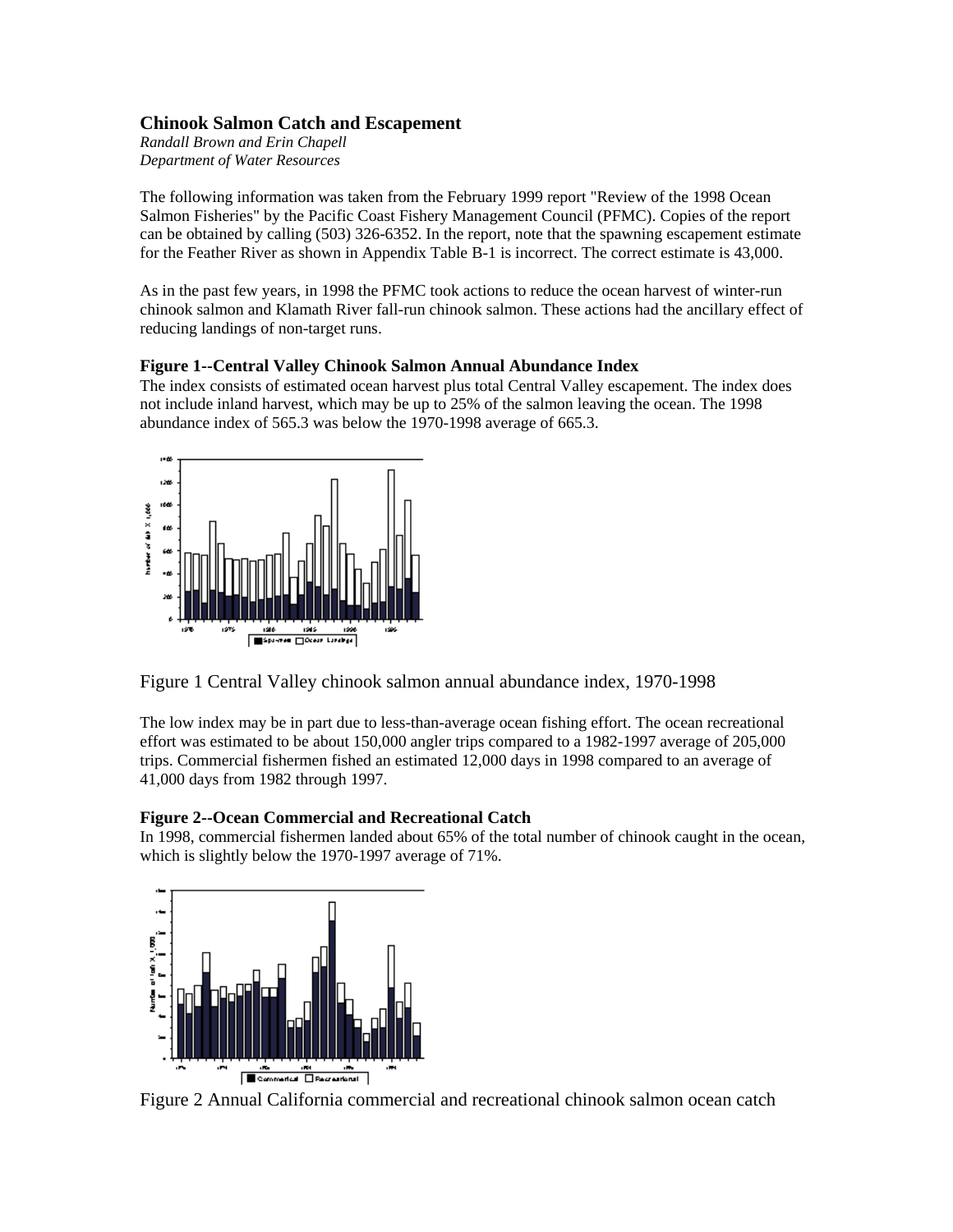# Chinook Salmon Catch and Escapement

*Randall Brown and Erin Chapell*
*Department of Water Resources*

The following information was taken from the February 1999 report "Review of the 1998 Ocean Salmon Fisheries" by the Pacific Coast Fishery Management Council (PFMC). Copies of the report can be obtained by calling (503) 326-6352. In the report, note that the spawning escapement estimate for the Feather River as shown in Appendix Table B-1 is incorrect. The correct estimate is 43,000.

As in the past few years, in 1998 the PFMC took actions to reduce the ocean harvest of winter-run chinook salmon and Klamath River fall-run chinook salmon. These actions had the ancillary effect of reducing landings of non-target runs.

### Figure 1--Central Valley Chinook Salmon Annual Abundance Index

The index consists of estimated ocean harvest plus total Central Valley escapement. The index does not include inland harvest, which may be up to 25% of the salmon leaving the ocean. The 1998 abundance index of 565.3 was below the 1970-1998 average of 665.3.

Figure 1 Central Valley chinook salmon annual abundance index, 1970-1998

The low index may be in part due to less-than-average ocean fishing effort. The ocean recreational effort was estimated to be about 150,000 angler trips compared to a 1982-1997 average of 205,000 trips. Commercial fishermen fished an estimated 12,000 days in 1998 compared to an average of 41,000 days from 1982 through 1997.

### Figure 2--Ocean Commercial and Recreational Catch

In 1998, commercial fishermen landed about 65% of the total number of chinook caught in the ocean, which is slightly below the 1970-1997 average of 71%.

Figure 2 Annual California commercial and recreational chinook salmon ocean catch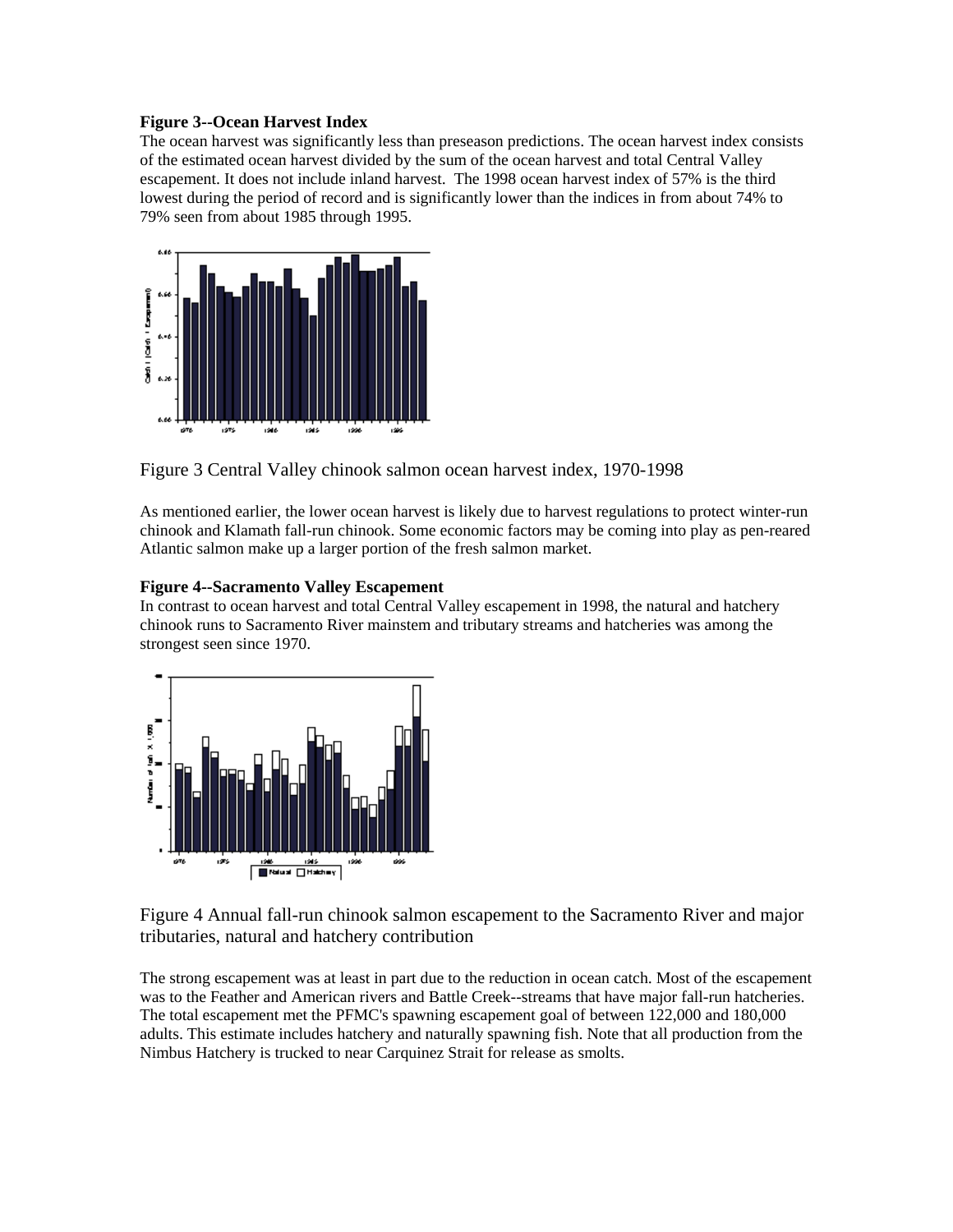**Figure 3--Ocean Harvest Index**

The ocean harvest was significantly less than preseason predictions. The ocean harvest index consists of the estimated ocean harvest divided by the sum of the ocean harvest and total Central Valley escapement. It does not include inland harvest. The 1998 ocean harvest index of 57% is the third lowest during the period of record and is significantly lower than the indices in from about 74% to 79% seen from about 1985 through 1995.

Figure 3 Central Valley chinook salmon ocean harvest index, 1970-1998

As mentioned earlier, the lower ocean harvest is likely due to harvest regulations to protect winter-run chinook and Klamath fall-run chinook. Some economic factors may be coming into play as pen-reared Atlantic salmon make up a larger portion of the fresh salmon market.

**Figure 4--Sacramento Valley Escapement**

In contrast to ocean harvest and total Central Valley escapement in 1998, the natural and hatchery chinook runs to Sacramento River mainstem and tributary streams and hatcheries was among the strongest seen since 1970.

Figure 4 Annual fall-run chinook salmon escapement to the Sacramento River and major tributaries, natural and hatchery contribution

The strong escapement was at least in part due to the reduction in ocean catch. Most of the escapement was to the Feather and American rivers and Battle Creek--streams that have major fall-run hatcheries. The total escapement met the PFMC's spawning escapement goal of between 122,000 and 180,000 adults. This estimate includes hatchery and naturally spawning fish. Note that all production from the Nimbus Hatchery is trucked to near Carquinez Strait for release as smolts.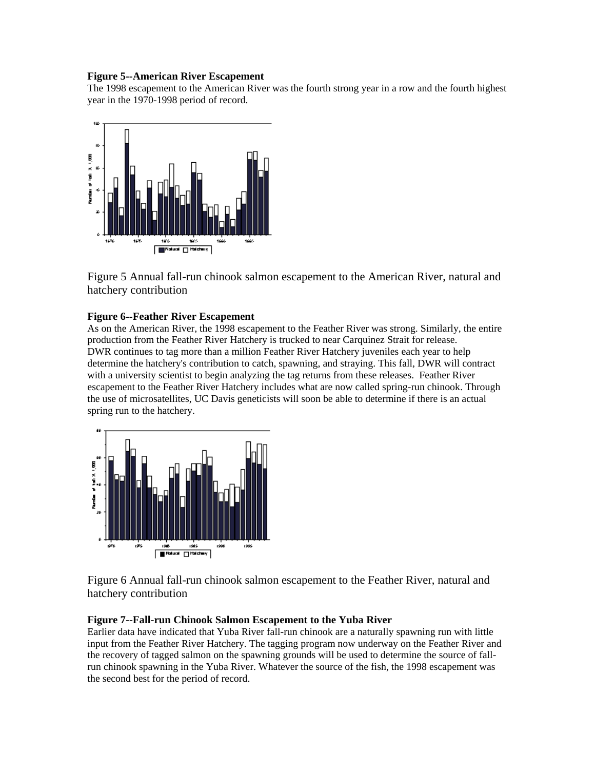**Figure 5--American River Escapement**

The 1998 escapement to the American River was the fourth strong year in a row and the fourth highest year in the 1970-1998 period of record.

Figure 5 Annual fall-run chinook salmon escapement to the American River, natural and hatchery contribution

**Figure 6--Feather River Escapement**

As on the American River, the 1998 escapement to the Feather River was strong. Similarly, the entire production from the Feather River Hatchery is trucked to near Carquinez Strait for release. DWR continues to tag more than a million Feather River Hatchery juveniles each year to help determine the hatchery's contribution to catch, spawning, and straying. This fall, DWR will contract with a university scientist to begin analyzing the tag returns from these releases. Feather River escapement to the Feather River Hatchery includes what are now called spring-run chinook. Through the use of microsatellites, UC Davis geneticists will soon be able to determine if there is an actual spring run to the hatchery.

Figure 6 Annual fall-run chinook salmon escapement to the Feather River, natural and hatchery contribution

**Figure 7--Fall-run Chinook Salmon Escapement to the Yuba River**

Earlier data have indicated that Yuba River fall-run chinook are a naturally spawning run with little input from the Feather River Hatchery. The tagging program now underway on the Feather River and the recovery of tagged salmon on the spawning grounds will be used to determine the source of fall-run chinook spawning in the Yuba River. Whatever the source of the fish, the 1998 escapement was the second best for the period of record.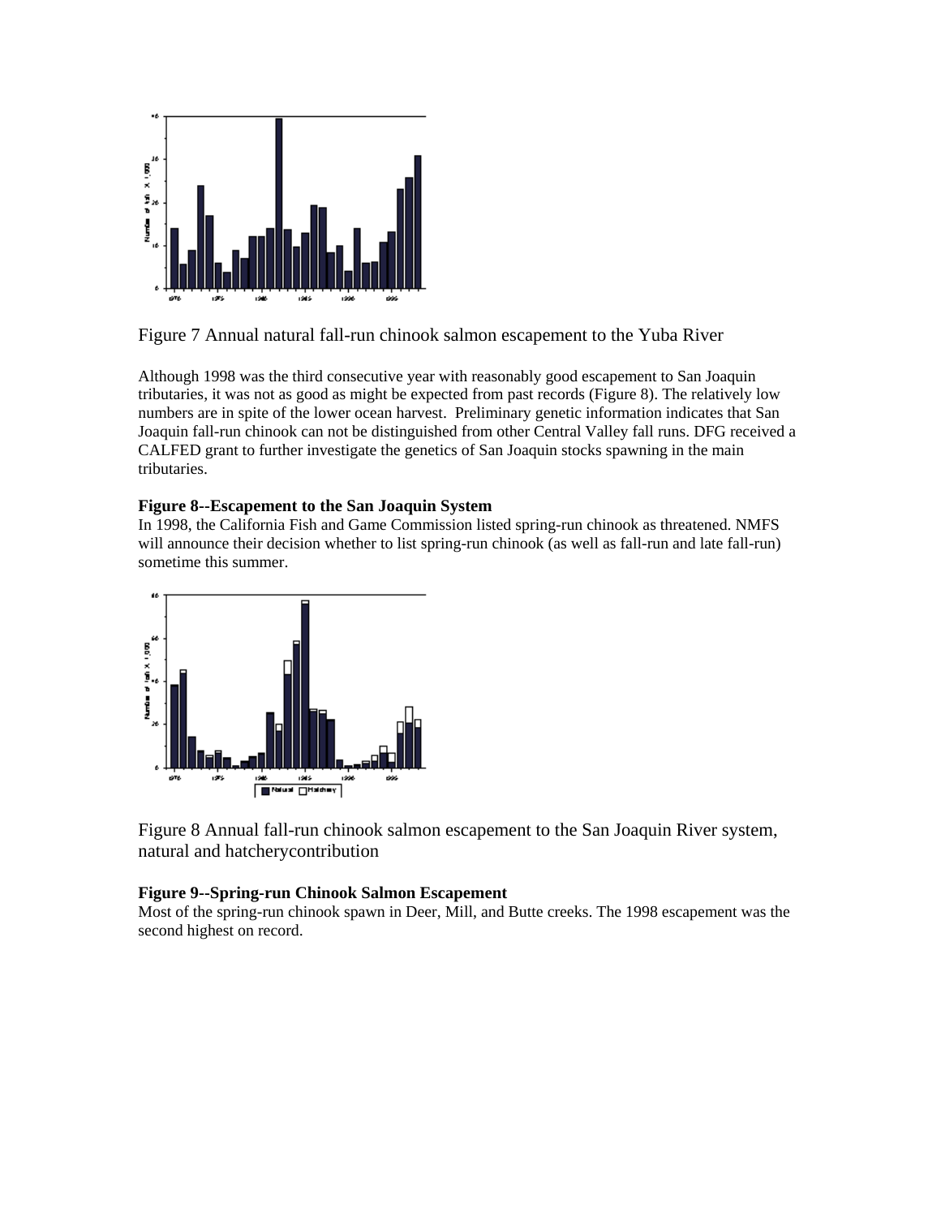Figure 7 Annual natural fall-run chinook salmon escapement to the Yuba River

Although 1998 was the third consecutive year with reasonably good escapement to San Joaquin tributaries, it was not as good as might be expected from past records (Figure 8). The relatively low numbers are in spite of the lower ocean harvest. Preliminary genetic information indicates that San Joaquin fall-run chinook can not be distinguished from other Central Valley fall runs. DFG received a CALFED grant to further investigate the genetics of San Joaquin stocks spawning in the main tributaries.

**Figure 8--Escapement to the San Joaquin System**

In 1998, the California Fish and Game Commission listed spring-run chinook as threatened. NMFS will announce their decision whether to list spring-run chinook (as well as fall-run and late fall-run) sometime this summer.

Figure 8 Annual fall-run chinook salmon escapement to the San Joaquin River system, natural and hatcherycontribution

**Figure 9--Spring-run Chinook Salmon Escapement**

Most of the spring-run chinook spawn in Deer, Mill, and Butte creeks. The 1998 escapement was the second highest on record.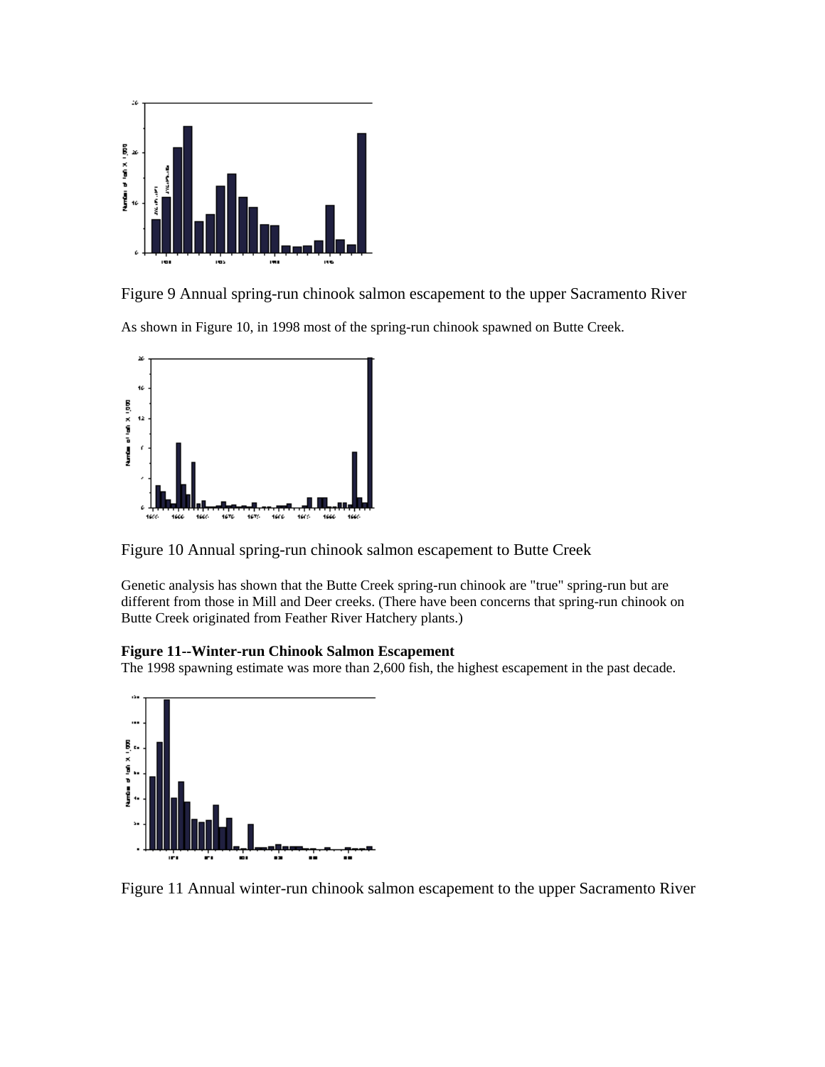Figure 9 Annual spring-run chinook salmon escapement to the upper Sacramento River

As shown in Figure 10, in 1998 most of the spring-run chinook spawned on Butte Creek.

Figure 10 Annual spring-run chinook salmon escapement to Butte Creek

Genetic analysis has shown that the Butte Creek spring-run chinook are "true" spring-run but are different from those in Mill and Deer creeks. (There have been concerns that spring-run chinook on Butte Creek originated from Feather River Hatchery plants.)

**Figure 11--Winter-run Chinook Salmon Escapement**

The 1998 spawning estimate was more than 2,600 fish, the highest escapement in the past decade.

Figure 11 Annual winter-run chinook salmon escapement to the upper Sacramento River